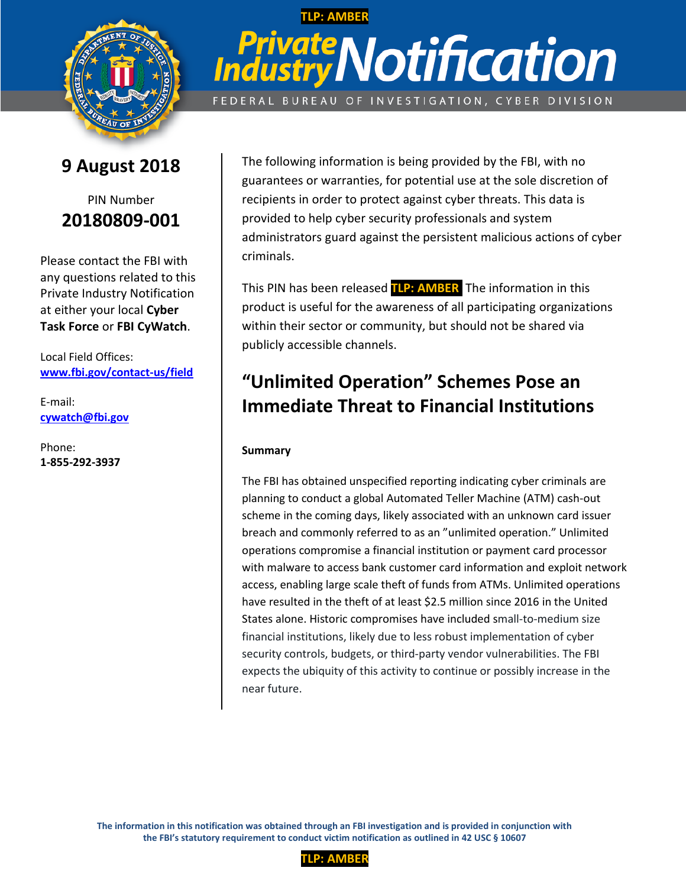TLP: AMBER

# Private Industry Notification

FEDERAL BUREAU OF INVESTIGATION, CYBER DIVISION

**9 August 2018**

PIN Number

**20180809-001**

Please contact the FBI with any questions related to this Private Industry Notification at either your local **Cyber Task Force** or **FBI CyWatch**.

Local Field Offices: **www.fbi.gov/contact-us/field**

E-mail: **cywatch@fbi.gov**

Phone: **1-855-292-3937**

The following information is being provided by the FBI, with no guarantees or warranties, for potential use at the sole discretion of recipients in order to protect against cyber threats. This data is provided to help cyber security professionals and system administrators guard against the persistent malicious actions of cyber criminals.

This PIN has been released **TLP: AMBER** The information in this product is useful for the awareness of all participating organizations within their sector or community, but should not be shared via publicly accessible channels.

## "Unlimited Operation" Schemes Pose an Immediate Threat to Financial Institutions

**Summary**

The FBI has obtained unspecified reporting indicating cyber criminals are planning to conduct a global Automated Teller Machine (ATM) cash-out scheme in the coming days, likely associated with an unknown card issuer breach and commonly referred to as an "unlimited operation." Unlimited operations compromise a financial institution or payment card processor with malware to access bank customer card information and exploit network access, enabling large scale theft of funds from ATMs. Unlimited operations have resulted in the theft of at least $2.5 million since 2016 in the United States alone. Historic compromises have included small-to-medium size financial institutions, likely due to less robust implementation of cyber security controls, budgets, or third-party vendor vulnerabilities. The FBI expects the ubiquity of this activity to continue or possibly increase in the near future.

**The information in this notification was obtained through an FBI investigation and is provided in conjunction with the FBI's statutory requirement to conduct victim notification as outlined in 42 USC § 10607**

TLP: AMBER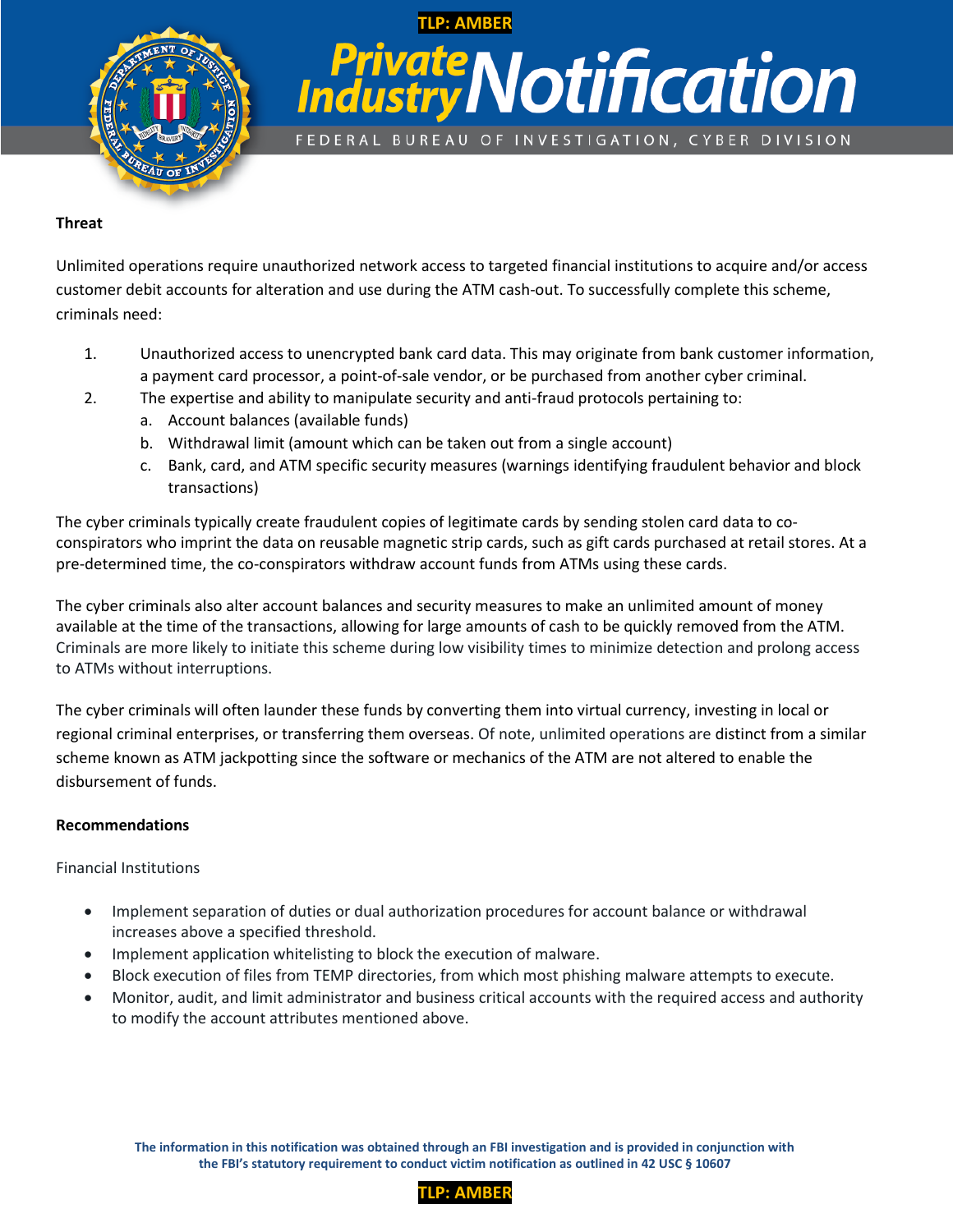**Threat**

Unlimited operations require unauthorized network access to targeted financial institutions to acquire and/or access customer debit accounts for alteration and use during the ATM cash-out. To successfully complete this scheme, criminals need:

1. Unauthorized access to unencrypted bank card data. This may originate from bank customer information, a payment card processor, a point-of-sale vendor, or be purchased from another cyber criminal.
2. The expertise and ability to manipulate security and anti-fraud protocols pertaining to:
   a. Account balances (available funds)
   b. Withdrawal limit (amount which can be taken out from a single account)
   c. Bank, card, and ATM specific security measures (warnings identifying fraudulent behavior and block transactions)

The cyber criminals typically create fraudulent copies of legitimate cards by sending stolen card data to co-conspirators who imprint the data on reusable magnetic strip cards, such as gift cards purchased at retail stores. At a pre-determined time, the co-conspirators withdraw account funds from ATMs using these cards.

The cyber criminals also alter account balances and security measures to make an unlimited amount of money available at the time of the transactions, allowing for large amounts of cash to be quickly removed from the ATM. Criminals are more likely to initiate this scheme during low visibility times to minimize detection and prolong access to ATMs without interruptions.

The cyber criminals will often launder these funds by converting them into virtual currency, investing in local or regional criminal enterprises, or transferring them overseas. Of note, unlimited operations are distinct from a similar scheme known as ATM jackpotting since the software or mechanics of the ATM are not altered to enable the disbursement of funds.

**Recommendations**

Financial Institutions

- Implement separation of duties or dual authorization procedures for account balance or withdrawal increases above a specified threshold.
- Implement application whitelisting to block the execution of malware.
- Block execution of files from TEMP directories, from which most phishing malware attempts to execute.
- Monitor, audit, and limit administrator and business critical accounts with the required access and authority to modify the account attributes mentioned above.

**The information in this notification was obtained through an FBI investigation and is provided in conjunction with the FBI's statutory requirement to conduct victim notification as outlined in 42 USC § 10607**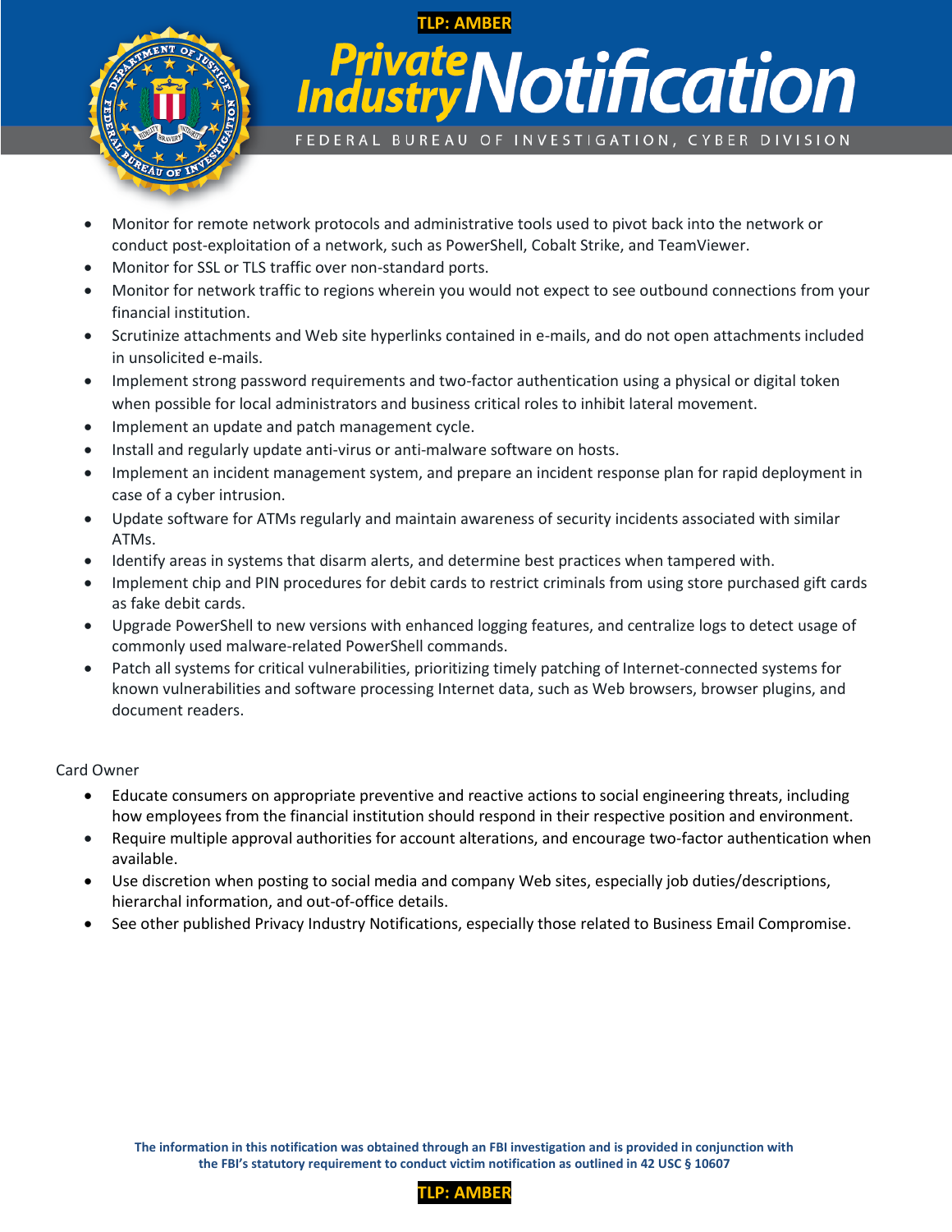- Monitor for remote network protocols and administrative tools used to pivot back into the network or conduct post-exploitation of a network, such as PowerShell, Cobalt Strike, and TeamViewer.
- Monitor for SSL or TLS traffic over non-standard ports.
- Monitor for network traffic to regions wherein you would not expect to see outbound connections from your financial institution.
- Scrutinize attachments and Web site hyperlinks contained in e-mails, and do not open attachments included in unsolicited e-mails.
- Implement strong password requirements and two-factor authentication using a physical or digital token when possible for local administrators and business critical roles to inhibit lateral movement.
- Implement an update and patch management cycle.
- Install and regularly update anti-virus or anti-malware software on hosts.
- Implement an incident management system, and prepare an incident response plan for rapid deployment in case of a cyber intrusion.
- Update software for ATMs regularly and maintain awareness of security incidents associated with similar ATMs.
- Identify areas in systems that disarm alerts, and determine best practices when tampered with.
- Implement chip and PIN procedures for debit cards to restrict criminals from using store purchased gift cards as fake debit cards.
- Upgrade PowerShell to new versions with enhanced logging features, and centralize logs to detect usage of commonly used malware-related PowerShell commands.
- Patch all systems for critical vulnerabilities, prioritizing timely patching of Internet-connected systems for known vulnerabilities and software processing Internet data, such as Web browsers, browser plugins, and document readers.

Card Owner

- Educate consumers on appropriate preventive and reactive actions to social engineering threats, including how employees from the financial institution should respond in their respective position and environment.
- Require multiple approval authorities for account alterations, and encourage two-factor authentication when available.
- Use discretion when posting to social media and company Web sites, especially job duties/descriptions, hierarchal information, and out-of-office details.
- See other published Privacy Industry Notifications, especially those related to Business Email Compromise.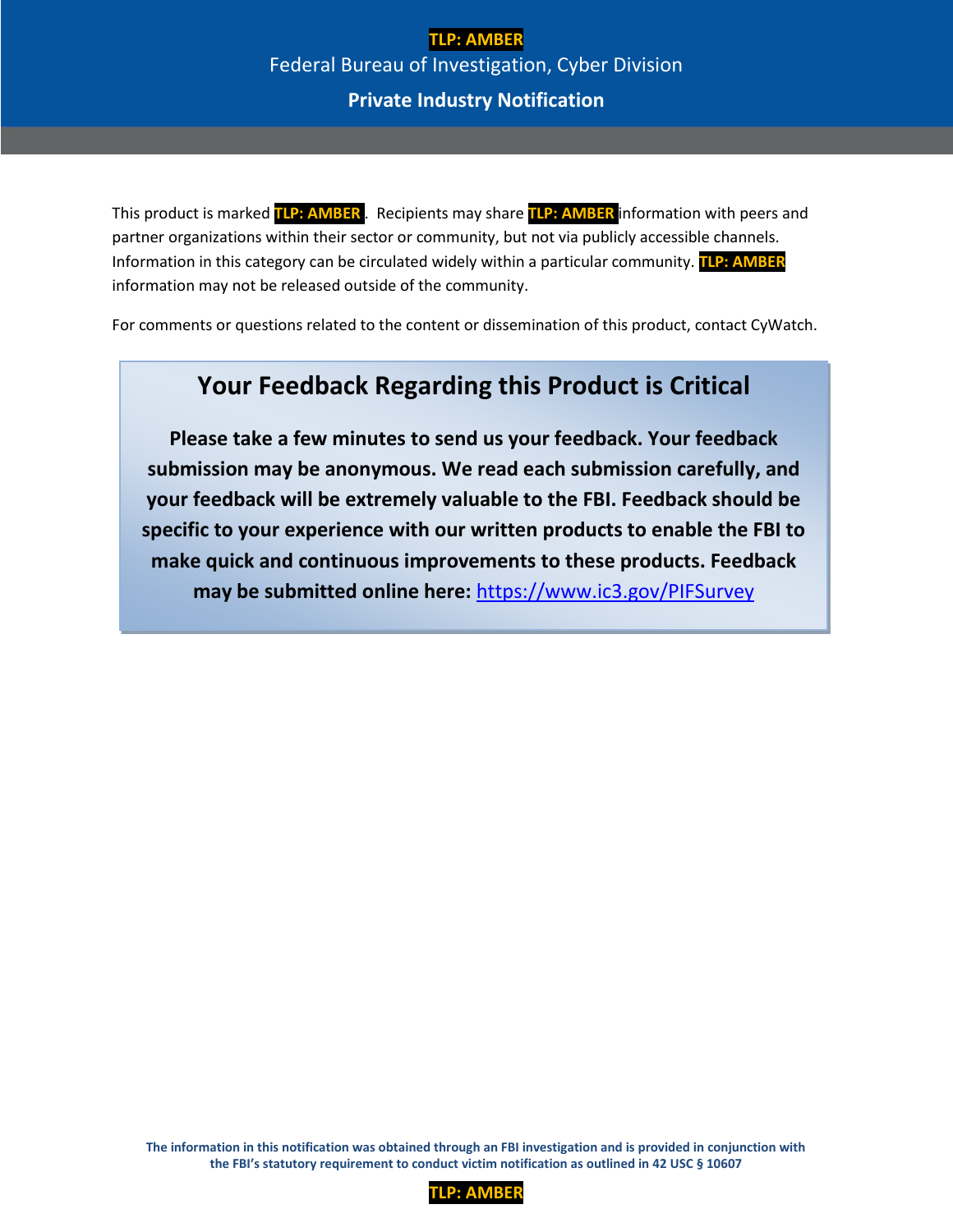This product is marked **TLP: AMBER**. Recipients may share **TLP: AMBER** information with peers and partner organizations within their sector or community, but not via publicly accessible channels. Information in this category can be circulated widely within a particular community. **TLP: AMBER** information may not be released outside of the community.

For comments or questions related to the content or dissemination of this product, contact CyWatch.

## Your Feedback Regarding this Product is Critical

**Please take a few minutes to send us your feedback. Your feedback submission may be anonymous. We read each submission carefully, and your feedback will be extremely valuable to the FBI. Feedback should be specific to your experience with our written products to enable the FBI to make quick and continuous improvements to these products. Feedback may be submitted online here:** https://www.ic3.gov/PIFSurvey

**The information in this notification was obtained through an FBI investigation and is provided in conjunction with the FBI's statutory requirement to conduct victim notification as outlined in 42 USC § 10607**